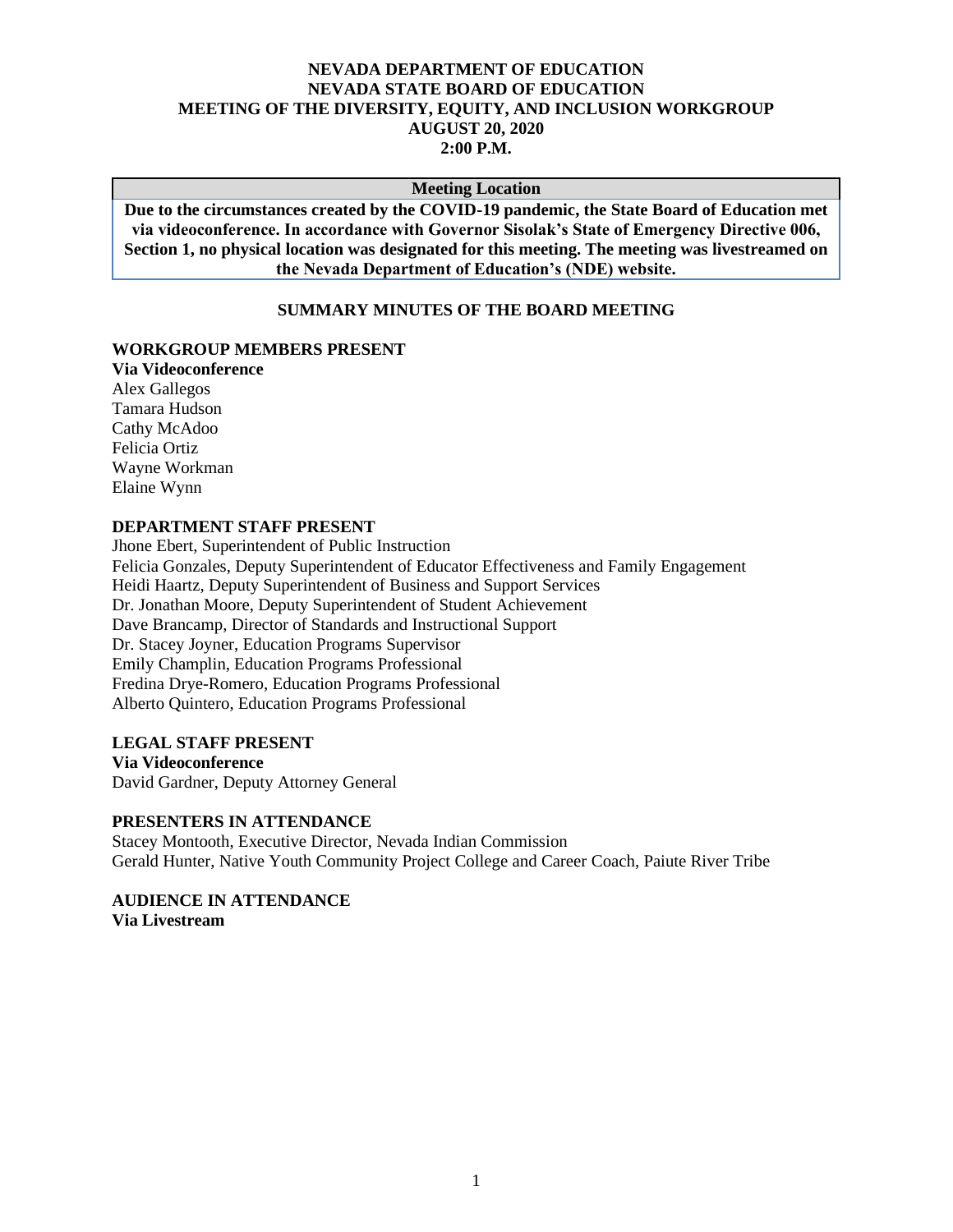# NEVADA DEPARTMENT OF EDUCATION
# NEVADA STATE BOARD OF EDUCATION
# MEETING OF THE DIVERSITY, EQUITY, AND INCLUSION WORKGROUP
# AUGUST 20, 2020
# 2:00 P.M.

| Meeting Location |
|---|
| **Due to the circumstances created by the COVID-19 pandemic, the State Board of Education met via videoconference. In accordance with Governor Sisolak's State of Emergency Directive 006, Section 1, no physical location was designated for this meeting. The meeting was livestreamed on the Nevada Department of Education's (NDE) website.** |

## SUMMARY MINUTES OF THE BOARD MEETING

**WORKGROUP MEMBERS PRESENT**
**Via Videoconference**
Alex Gallegos
Tamara Hudson
Cathy McAdoo
Felicia Ortiz
Wayne Workman
Elaine Wynn

**DEPARTMENT STAFF PRESENT**
Jhone Ebert, Superintendent of Public Instruction
Felicia Gonzales, Deputy Superintendent of Educator Effectiveness and Family Engagement
Heidi Haartz, Deputy Superintendent of Business and Support Services
Dr. Jonathan Moore, Deputy Superintendent of Student Achievement
Dave Brancamp, Director of Standards and Instructional Support
Dr. Stacey Joyner, Education Programs Supervisor
Emily Champlin, Education Programs Professional
Fredina Drye-Romero, Education Programs Professional
Alberto Quintero, Education Programs Professional

**LEGAL STAFF PRESENT**
**Via Videoconference**
David Gardner, Deputy Attorney General

**PRESENTERS IN ATTENDANCE**
Stacey Montooth, Executive Director, Nevada Indian Commission
Gerald Hunter, Native Youth Community Project College and Career Coach, Paiute River Tribe

**AUDIENCE IN ATTENDANCE**
**Via Livestream**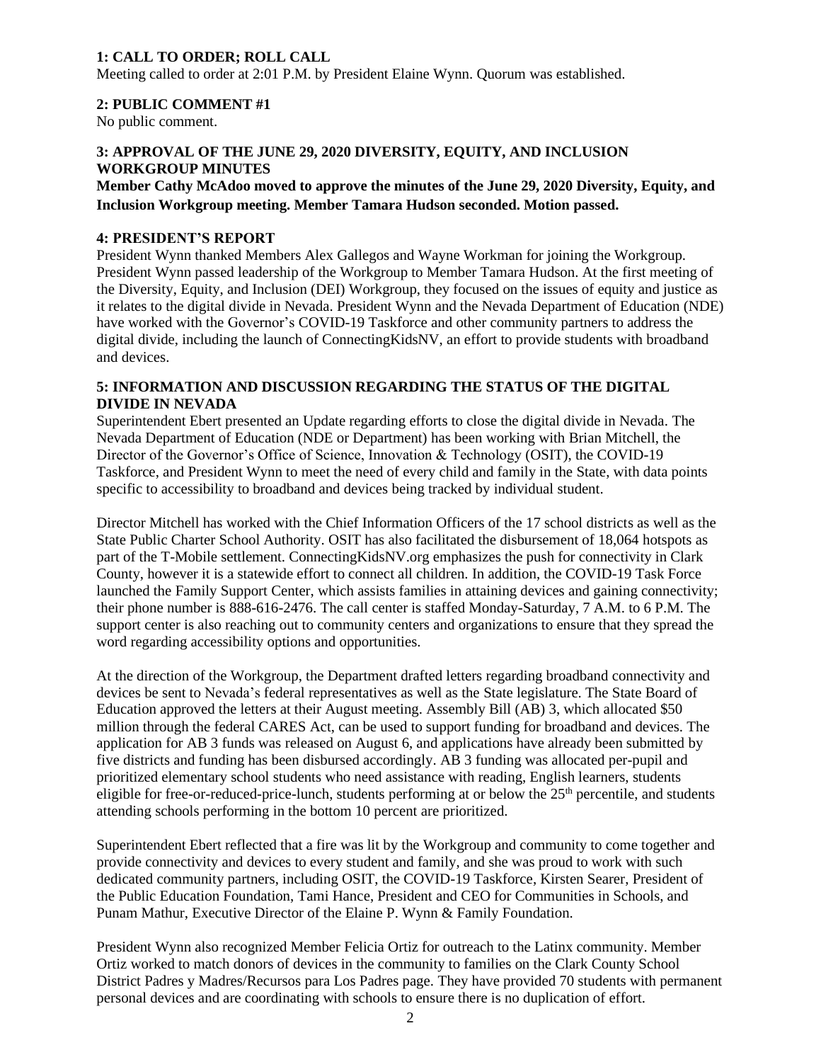**1: CALL TO ORDER; ROLL CALL**

Meeting called to order at 2:01 P.M. by President Elaine Wynn. Quorum was established.

**2: PUBLIC COMMENT #1**

No public comment.

**3: APPROVAL OF THE JUNE 29, 2020 DIVERSITY, EQUITY, AND INCLUSION WORKGROUP MINUTES**

**Member Cathy McAdoo moved to approve the minutes of the June 29, 2020 Diversity, Equity, and Inclusion Workgroup meeting. Member Tamara Hudson seconded. Motion passed.**

**4: PRESIDENT'S REPORT**

President Wynn thanked Members Alex Gallegos and Wayne Workman for joining the Workgroup. President Wynn passed leadership of the Workgroup to Member Tamara Hudson. At the first meeting of the Diversity, Equity, and Inclusion (DEI) Workgroup, they focused on the issues of equity and justice as it relates to the digital divide in Nevada. President Wynn and the Nevada Department of Education (NDE) have worked with the Governor's COVID-19 Taskforce and other community partners to address the digital divide, including the launch of ConnectingKidsNV, an effort to provide students with broadband and devices.

**5: INFORMATION AND DISCUSSION REGARDING THE STATUS OF THE DIGITAL DIVIDE IN NEVADA**

Superintendent Ebert presented an Update regarding efforts to close the digital divide in Nevada. The Nevada Department of Education (NDE or Department) has been working with Brian Mitchell, the Director of the Governor's Office of Science, Innovation & Technology (OSIT), the COVID-19 Taskforce, and President Wynn to meet the need of every child and family in the State, with data points specific to accessibility to broadband and devices being tracked by individual student.

Director Mitchell has worked with the Chief Information Officers of the 17 school districts as well as the State Public Charter School Authority. OSIT has also facilitated the disbursement of 18,064 hotspots as part of the T-Mobile settlement. ConnectingKidsNV.org emphasizes the push for connectivity in Clark County, however it is a statewide effort to connect all children. In addition, the COVID-19 Task Force launched the Family Support Center, which assists families in attaining devices and gaining connectivity; their phone number is 888-616-2476. The call center is staffed Monday-Saturday, 7 A.M. to 6 P.M. The support center is also reaching out to community centers and organizations to ensure that they spread the word regarding accessibility options and opportunities.

At the direction of the Workgroup, the Department drafted letters regarding broadband connectivity and devices be sent to Nevada's federal representatives as well as the State legislature. The State Board of Education approved the letters at their August meeting. Assembly Bill (AB) 3, which allocated $50 million through the federal CARES Act, can be used to support funding for broadband and devices. The application for AB 3 funds was released on August 6, and applications have already been submitted by five districts and funding has been disbursed accordingly. AB 3 funding was allocated per-pupil and prioritized elementary school students who need assistance with reading, English learners, students eligible for free-or-reduced-price-lunch, students performing at or below the 25th percentile, and students attending schools performing in the bottom 10 percent are prioritized.

Superintendent Ebert reflected that a fire was lit by the Workgroup and community to come together and provide connectivity and devices to every student and family, and she was proud to work with such dedicated community partners, including OSIT, the COVID-19 Taskforce, Kirsten Searer, President of the Public Education Foundation, Tami Hance, President and CEO for Communities in Schools, and Punam Mathur, Executive Director of the Elaine P. Wynn & Family Foundation.

President Wynn also recognized Member Felicia Ortiz for outreach to the Latinx community. Member Ortiz worked to match donors of devices in the community to families on the Clark County School District Padres y Madres/Recursos para Los Padres page. They have provided 70 students with permanent personal devices and are coordinating with schools to ensure there is no duplication of effort.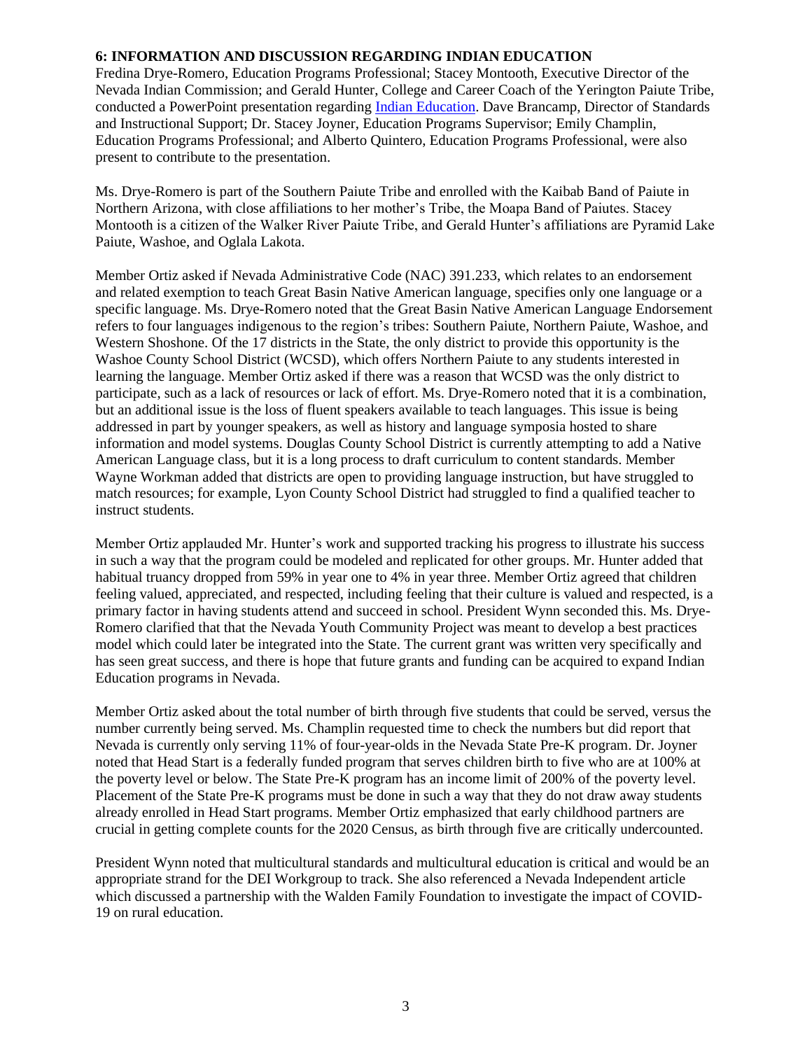### 6: INFORMATION AND DISCUSSION REGARDING INDIAN EDUCATION

Fredina Drye-Romero, Education Programs Professional; Stacey Montooth, Executive Director of the Nevada Indian Commission; and Gerald Hunter, College and Career Coach of the Yerington Paiute Tribe, conducted a PowerPoint presentation regarding Indian Education. Dave Brancamp, Director of Standards and Instructional Support; Dr. Stacey Joyner, Education Programs Supervisor; Emily Champlin, Education Programs Professional; and Alberto Quintero, Education Programs Professional, were also present to contribute to the presentation.

Ms. Drye-Romero is part of the Southern Paiute Tribe and enrolled with the Kaibab Band of Paiute in Northern Arizona, with close affiliations to her mother's Tribe, the Moapa Band of Paiutes. Stacey Montooth is a citizen of the Walker River Paiute Tribe, and Gerald Hunter's affiliations are Pyramid Lake Paiute, Washoe, and Oglala Lakota.

Member Ortiz asked if Nevada Administrative Code (NAC) 391.233, which relates to an endorsement and related exemption to teach Great Basin Native American language, specifies only one language or a specific language. Ms. Drye-Romero noted that the Great Basin Native American Language Endorsement refers to four languages indigenous to the region's tribes: Southern Paiute, Northern Paiute, Washoe, and Western Shoshone. Of the 17 districts in the State, the only district to provide this opportunity is the Washoe County School District (WCSD), which offers Northern Paiute to any students interested in learning the language. Member Ortiz asked if there was a reason that WCSD was the only district to participate, such as a lack of resources or lack of effort. Ms. Drye-Romero noted that it is a combination, but an additional issue is the loss of fluent speakers available to teach languages. This issue is being addressed in part by younger speakers, as well as history and language symposia hosted to share information and model systems. Douglas County School District is currently attempting to add a Native American Language class, but it is a long process to draft curriculum to content standards. Member Wayne Workman added that districts are open to providing language instruction, but have struggled to match resources; for example, Lyon County School District had struggled to find a qualified teacher to instruct students.

Member Ortiz applauded Mr. Hunter's work and supported tracking his progress to illustrate his success in such a way that the program could be modeled and replicated for other groups. Mr. Hunter added that habitual truancy dropped from 59% in year one to 4% in year three. Member Ortiz agreed that children feeling valued, appreciated, and respected, including feeling that their culture is valued and respected, is a primary factor in having students attend and succeed in school. President Wynn seconded this. Ms. Drye-Romero clarified that that the Nevada Youth Community Project was meant to develop a best practices model which could later be integrated into the State. The current grant was written very specifically and has seen great success, and there is hope that future grants and funding can be acquired to expand Indian Education programs in Nevada.

Member Ortiz asked about the total number of birth through five students that could be served, versus the number currently being served. Ms. Champlin requested time to check the numbers but did report that Nevada is currently only serving 11% of four-year-olds in the Nevada State Pre-K program. Dr. Joyner noted that Head Start is a federally funded program that serves children birth to five who are at 100% at the poverty level or below. The State Pre-K program has an income limit of 200% of the poverty level. Placement of the State Pre-K programs must be done in such a way that they do not draw away students already enrolled in Head Start programs. Member Ortiz emphasized that early childhood partners are crucial in getting complete counts for the 2020 Census, as birth through five are critically undercounted.

President Wynn noted that multicultural standards and multicultural education is critical and would be an appropriate strand for the DEI Workgroup to track. She also referenced a Nevada Independent article which discussed a partnership with the Walden Family Foundation to investigate the impact of COVID-19 on rural education.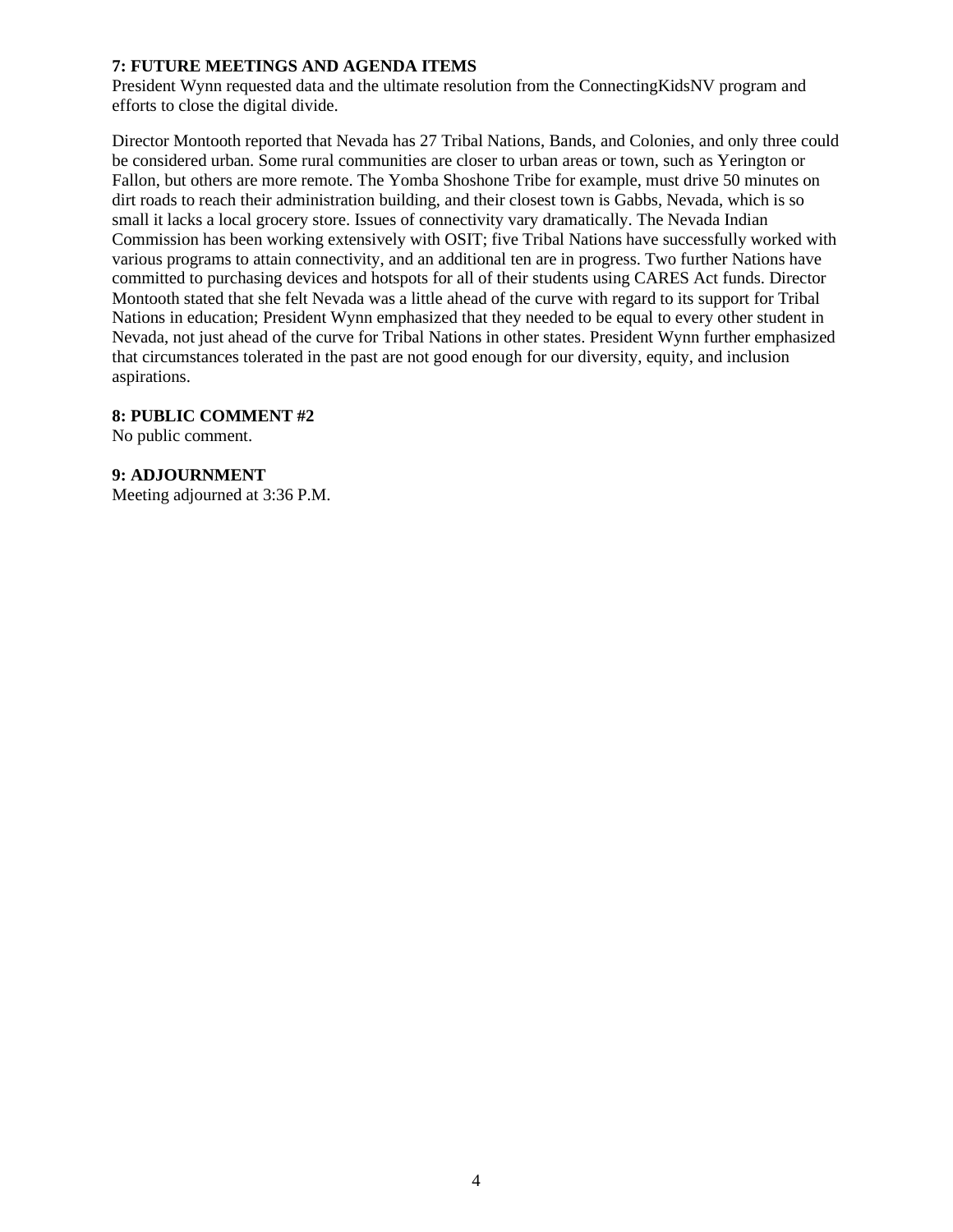**7: FUTURE MEETINGS AND AGENDA ITEMS**

President Wynn requested data and the ultimate resolution from the ConnectingKidsNV program and efforts to close the digital divide.

Director Montooth reported that Nevada has 27 Tribal Nations, Bands, and Colonies, and only three could be considered urban. Some rural communities are closer to urban areas or town, such as Yerington or Fallon, but others are more remote. The Yomba Shoshone Tribe for example, must drive 50 minutes on dirt roads to reach their administration building, and their closest town is Gabbs, Nevada, which is so small it lacks a local grocery store. Issues of connectivity vary dramatically. The Nevada Indian Commission has been working extensively with OSIT; five Tribal Nations have successfully worked with various programs to attain connectivity, and an additional ten are in progress. Two further Nations have committed to purchasing devices and hotspots for all of their students using CARES Act funds. Director Montooth stated that she felt Nevada was a little ahead of the curve with regard to its support for Tribal Nations in education; President Wynn emphasized that they needed to be equal to every other student in Nevada, not just ahead of the curve for Tribal Nations in other states. President Wynn further emphasized that circumstances tolerated in the past are not good enough for our diversity, equity, and inclusion aspirations.

**8: PUBLIC COMMENT #2**

No public comment.

**9: ADJOURNMENT**

Meeting adjourned at 3:36 P.M.